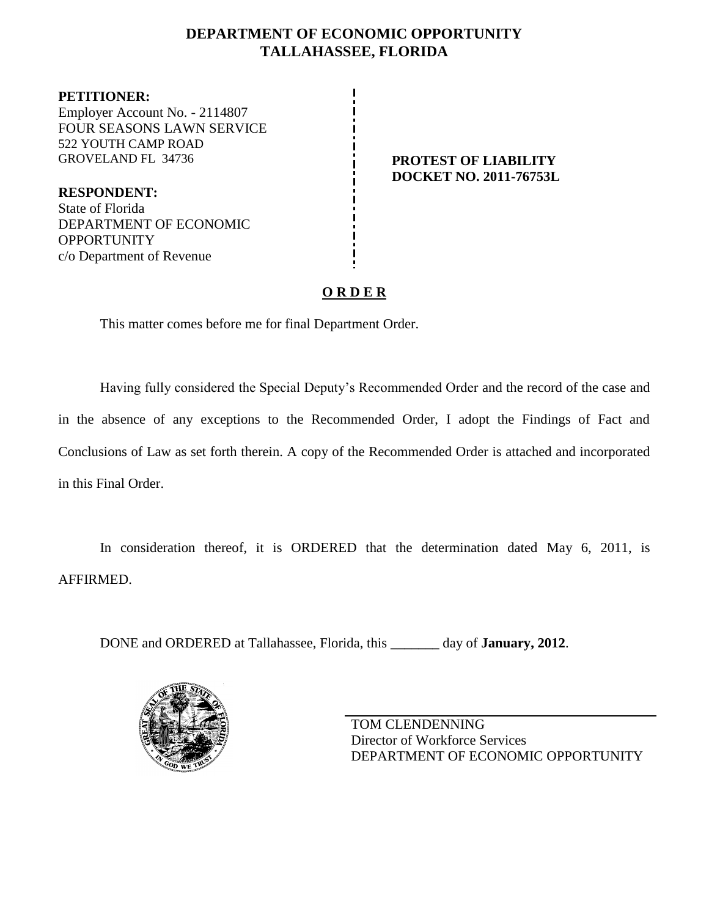# DEPARTMENT OF ECONOMIC OPPORTUNITY
# TALLAHASSEE, FLORIDA

**PETITIONER:**
Employer Account No. - 2114807
FOUR SEASONS LAWN SERVICE
522 YOUTH CAMP ROAD
GROVELAND FL 34736

**RESPONDENT:**
State of Florida
DEPARTMENT OF ECONOMIC OPPORTUNITY
c/o Department of Revenue

**PROTEST OF LIABILITY**
**DOCKET NO. 2011-76753L**

## O R D E R

This matter comes before me for final Department Order.

Having fully considered the Special Deputy's Recommended Order and the record of the case and in the absence of any exceptions to the Recommended Order, I adopt the Findings of Fact and Conclusions of Law as set forth therein. A copy of the Recommended Order is attached and incorporated in this Final Order.

In consideration thereof, it is ORDERED that the determination dated May 6, 2011, is AFFIRMED.

DONE and ORDERED at Tallahassee, Florida, this _______ day of **January, 2012**.

TOM CLENDENNING
Director of Workforce Services
DEPARTMENT OF ECONOMIC OPPORTUNITY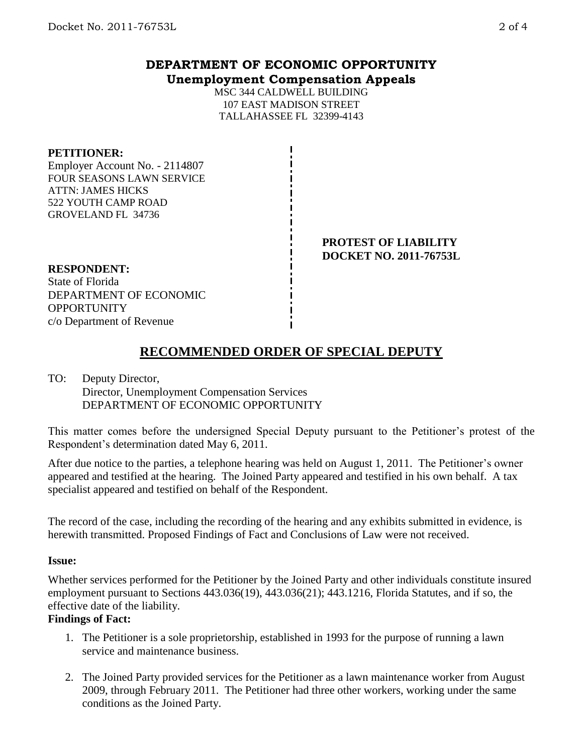# DEPARTMENT OF ECONOMIC OPPORTUNITY
## Unemployment Compensation Appeals

MSC 344 CALDWELL BUILDING
107 EAST MADISON STREET
TALLAHASSEE FL 32399-4143

**PETITIONER:**
Employer Account No. - 2114807
FOUR SEASONS LAWN SERVICE
ATTN: JAMES HICKS
522 YOUTH CAMP ROAD
GROVELAND FL 34736

**PROTEST OF LIABILITY**
**DOCKET NO. 2011-76753L**

**RESPONDENT:**
State of Florida
DEPARTMENT OF ECONOMIC OPPORTUNITY
c/o Department of Revenue

## RECOMMENDED ORDER OF SPECIAL DEPUTY

TO: Deputy Director,
Director, Unemployment Compensation Services
DEPARTMENT OF ECONOMIC OPPORTUNITY

This matter comes before the undersigned Special Deputy pursuant to the Petitioner's protest of the Respondent's determination dated May 6, 2011.

After due notice to the parties, a telephone hearing was held on August 1, 2011. The Petitioner's owner appeared and testified at the hearing. The Joined Party appeared and testified in his own behalf. A tax specialist appeared and testified on behalf of the Respondent.

The record of the case, including the recording of the hearing and any exhibits submitted in evidence, is herewith transmitted. Proposed Findings of Fact and Conclusions of Law were not received.

**Issue:**

Whether services performed for the Petitioner by the Joined Party and other individuals constitute insured employment pursuant to Sections 443.036(19), 443.036(21); 443.1216, Florida Statutes, and if so, the effective date of the liability.

**Findings of Fact:**

1. The Petitioner is a sole proprietorship, established in 1993 for the purpose of running a lawn service and maintenance business.

2. The Joined Party provided services for the Petitioner as a lawn maintenance worker from August 2009, through February 2011. The Petitioner had three other workers, working under the same conditions as the Joined Party.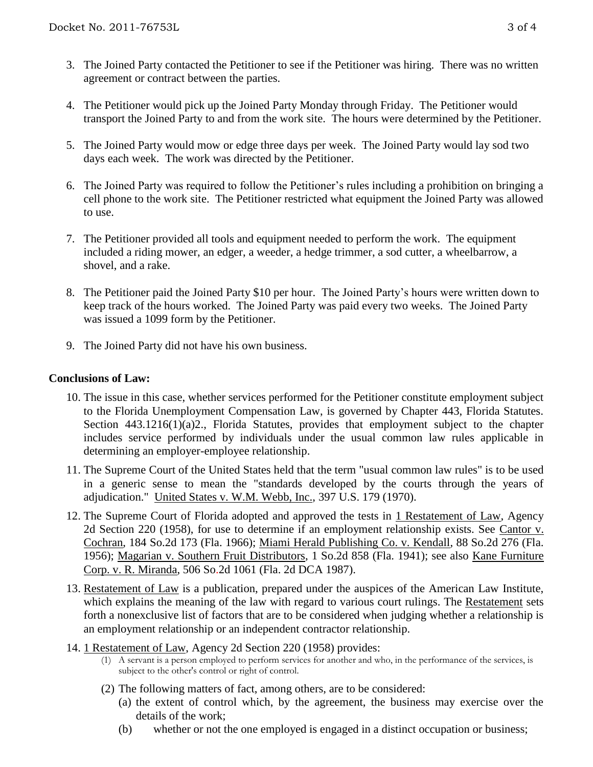3. The Joined Party contacted the Petitioner to see if the Petitioner was hiring. There was no written agreement or contract between the parties.

4. The Petitioner would pick up the Joined Party Monday through Friday. The Petitioner would transport the Joined Party to and from the work site. The hours were determined by the Petitioner.

5. The Joined Party would mow or edge three days per week. The Joined Party would lay sod two days each week. The work was directed by the Petitioner.

6. The Joined Party was required to follow the Petitioner's rules including a prohibition on bringing a cell phone to the work site. The Petitioner restricted what equipment the Joined Party was allowed to use.

7. The Petitioner provided all tools and equipment needed to perform the work. The equipment included a riding mower, an edger, a weeder, a hedge trimmer, a sod cutter, a wheelbarrow, a shovel, and a rake.

8. The Petitioner paid the Joined Party $10 per hour. The Joined Party's hours were written down to keep track of the hours worked. The Joined Party was paid every two weeks. The Joined Party was issued a 1099 form by the Petitioner.

9. The Joined Party did not have his own business.

## Conclusions of Law:

10. The issue in this case, whether services performed for the Petitioner constitute employment subject to the Florida Unemployment Compensation Law, is governed by Chapter 443, Florida Statutes. Section 443.1216(1)(a)2., Florida Statutes, provides that employment subject to the chapter includes service performed by individuals under the usual common law rules applicable in determining an employer-employee relationship.

11. The Supreme Court of the United States held that the term "usual common law rules" is to be used in a generic sense to mean the "standards developed by the courts through the years of adjudication." United States v. W.M. Webb, Inc., 397 U.S. 179 (1970).

12. The Supreme Court of Florida adopted and approved the tests in 1 Restatement of Law, Agency 2d Section 220 (1958), for use to determine if an employment relationship exists. See Cantor v. Cochran, 184 So.2d 173 (Fla. 1966); Miami Herald Publishing Co. v. Kendall, 88 So.2d 276 (Fla. 1956); Magarian v. Southern Fruit Distributors, 1 So.2d 858 (Fla. 1941); see also Kane Furniture Corp. v. R. Miranda, 506 So.2d 1061 (Fla. 2d DCA 1987).

13. Restatement of Law is a publication, prepared under the auspices of the American Law Institute, which explains the meaning of the law with regard to various court rulings. The Restatement sets forth a nonexclusive list of factors that are to be considered when judging whether a relationship is an employment relationship or an independent contractor relationship.

14. 1 Restatement of Law, Agency 2d Section 220 (1958) provides:
    (1) A servant is a person employed to perform services for another and who, in the performance of the services, is subject to the other's control or right of control.
    (2) The following matters of fact, among others, are to be considered:
        (a) the extent of control which, by the agreement, the business may exercise over the details of the work;
        (b) whether or not the one employed is engaged in a distinct occupation or business;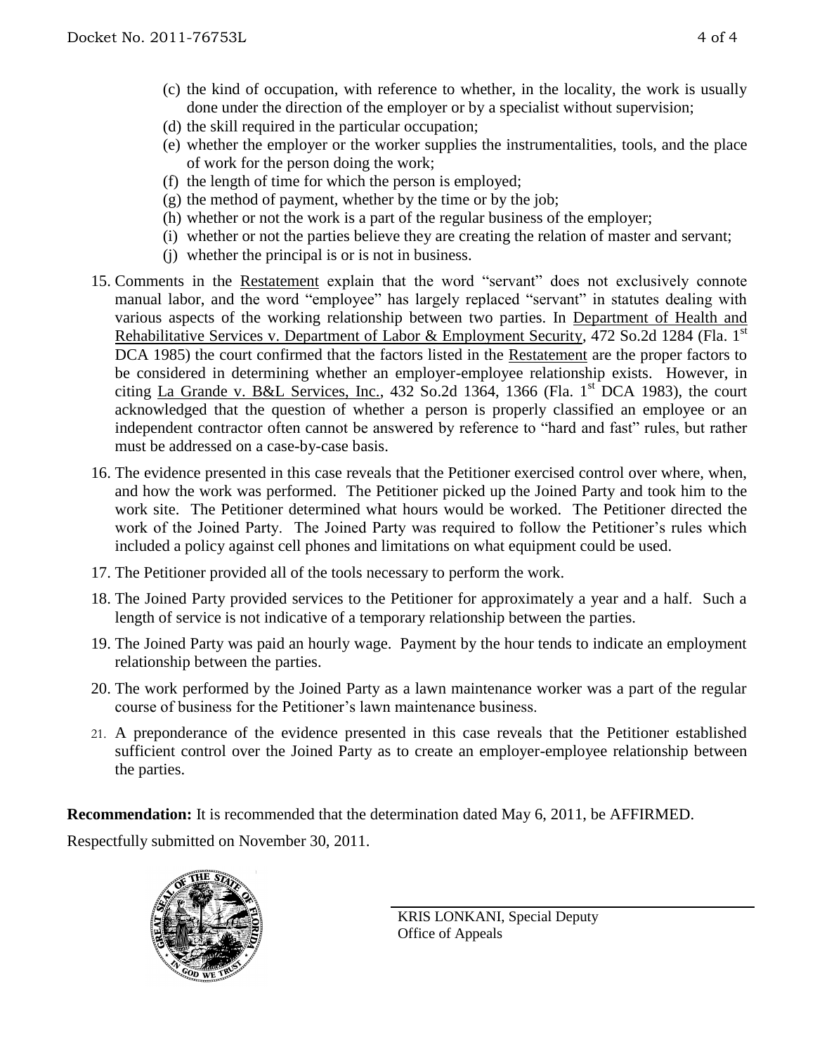(c) the kind of occupation, with reference to whether, in the locality, the work is usually done under the direction of the employer or by a specialist without supervision;
(d) the skill required in the particular occupation;
(e) whether the employer or the worker supplies the instrumentalities, tools, and the place of work for the person doing the work;
(f) the length of time for which the person is employed;
(g) the method of payment, whether by the time or by the job;
(h) whether or not the work is a part of the regular business of the employer;
(i) whether or not the parties believe they are creating the relation of master and servant;
(j) whether the principal is or is not in business.

15. Comments in the Restatement explain that the word "servant" does not exclusively connote manual labor, and the word "employee" has largely replaced "servant" in statutes dealing with various aspects of the working relationship between two parties. In Department of Health and Rehabilitative Services v. Department of Labor & Employment Security, 472 So.2d 1284 (Fla. 1st DCA 1985) the court confirmed that the factors listed in the Restatement are the proper factors to be considered in determining whether an employer-employee relationship exists. However, in citing La Grande v. B&L Services, Inc., 432 So.2d 1364, 1366 (Fla. 1st DCA 1983), the court acknowledged that the question of whether a person is properly classified an employee or an independent contractor often cannot be answered by reference to "hard and fast" rules, but rather must be addressed on a case-by-case basis.

16. The evidence presented in this case reveals that the Petitioner exercised control over where, when, and how the work was performed. The Petitioner picked up the Joined Party and took him to the work site. The Petitioner determined what hours would be worked. The Petitioner directed the work of the Joined Party. The Joined Party was required to follow the Petitioner's rules which included a policy against cell phones and limitations on what equipment could be used.

17. The Petitioner provided all of the tools necessary to perform the work.

18. The Joined Party provided services to the Petitioner for approximately a year and a half. Such a length of service is not indicative of a temporary relationship between the parties.

19. The Joined Party was paid an hourly wage. Payment by the hour tends to indicate an employment relationship between the parties.

20. The work performed by the Joined Party as a lawn maintenance worker was a part of the regular course of business for the Petitioner's lawn maintenance business.

21. A preponderance of the evidence presented in this case reveals that the Petitioner established sufficient control over the Joined Party as to create an employer-employee relationship between the parties.

**Recommendation:** It is recommended that the determination dated May 6, 2011, be AFFIRMED.

Respectfully submitted on November 30, 2011.

KRIS LONKANI, Special Deputy
Office of Appeals